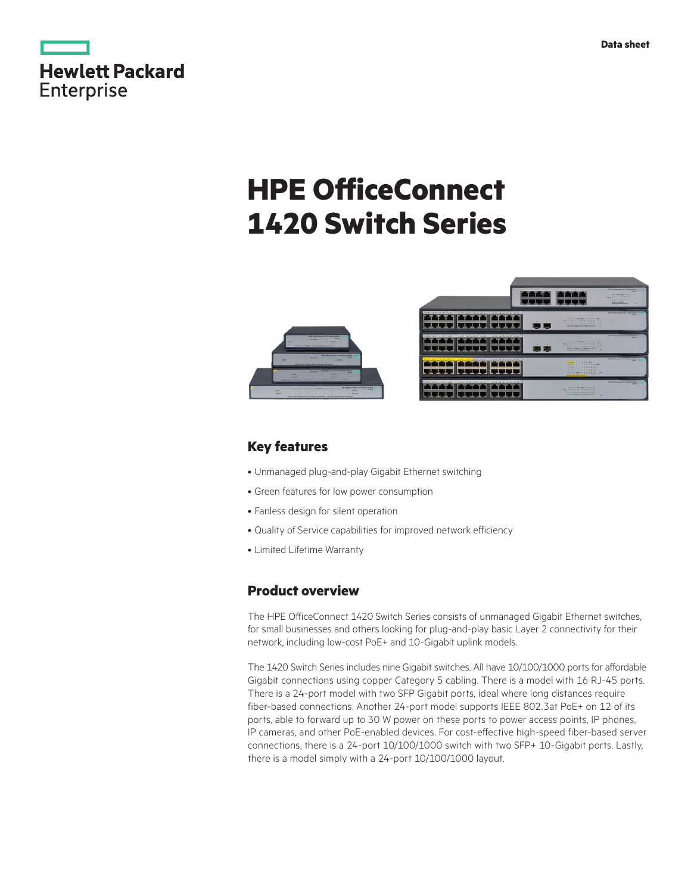Hewlett Packard Enterprise

Data sheet

# HPE OfficeConnect 1420 Switch Series

## Key features

- Unmanaged plug-and-play Gigabit Ethernet switching
- Green features for low power consumption
- Fanless design for silent operation
- Quality of Service capabilities for improved network efficiency
- Limited Lifetime Warranty

## Product overview

The HPE OfficeConnect 1420 Switch Series consists of unmanaged Gigabit Ethernet switches, for small businesses and others looking for plug-and-play basic Layer 2 connectivity for their network, including low-cost PoE+ and 10-Gigabit uplink models.

The 1420 Switch Series includes nine Gigabit switches. All have 10/100/1000 ports for affordable Gigabit connections using copper Category 5 cabling. There is a model with 16 RJ-45 ports. There is a 24-port model with two SFP Gigabit ports, ideal where long distances require fiber-based connections. Another 24-port model supports IEEE 802.3at PoE+ on 12 of its ports, able to forward up to 30 W power on these ports to power access points, IP phones, IP cameras, and other PoE-enabled devices. For cost-effective high-speed fiber-based server connections, there is a 24-port 10/100/1000 switch with two SFP+ 10-Gigabit ports. Lastly, there is a model simply with a 24-port 10/100/1000 layout.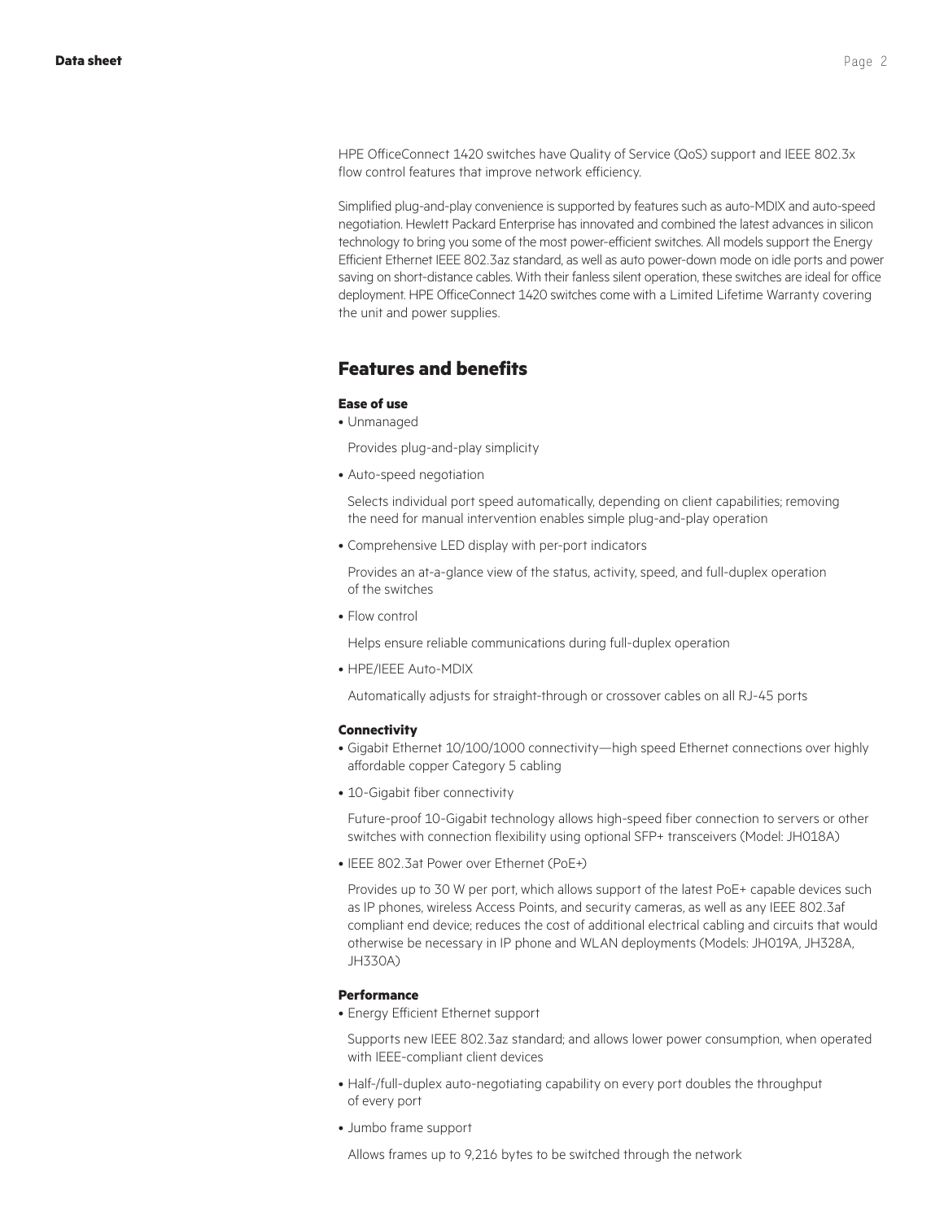HPE OfficeConnect 1420 switches have Quality of Service (QoS) support and IEEE 802.3x flow control features that improve network efficiency.

Simplified plug-and-play convenience is supported by features such as auto-MDIX and auto-speed negotiation. Hewlett Packard Enterprise has innovated and combined the latest advances in silicon technology to bring you some of the most power-efficient switches. All models support the Energy Efficient Ethernet IEEE 802.3az standard, as well as auto power-down mode on idle ports and power saving on short-distance cables. With their fanless silent operation, these switches are ideal for office deployment. HPE OfficeConnect 1420 switches come with a Limited Lifetime Warranty covering the unit and power supplies.

## Features and benefits

**Ease of use**

- Unmanaged

  Provides plug-and-play simplicity

- Auto-speed negotiation

  Selects individual port speed automatically, depending on client capabilities; removing the need for manual intervention enables simple plug-and-play operation

- Comprehensive LED display with per-port indicators

  Provides an at-a-glance view of the status, activity, speed, and full-duplex operation of the switches

- Flow control

  Helps ensure reliable communications during full-duplex operation

- HPE/IEEE Auto-MDIX

  Automatically adjusts for straight-through or crossover cables on all RJ-45 ports

**Connectivity**

- Gigabit Ethernet 10/100/1000 connectivity—high speed Ethernet connections over highly affordable copper Category 5 cabling

- 10-Gigabit fiber connectivity

  Future-proof 10-Gigabit technology allows high-speed fiber connection to servers or other switches with connection flexibility using optional SFP+ transceivers (Model: JH018A)

- IEEE 802.3at Power over Ethernet (PoE+)

  Provides up to 30 W per port, which allows support of the latest PoE+ capable devices such as IP phones, wireless Access Points, and security cameras, as well as any IEEE 802.3af compliant end device; reduces the cost of additional electrical cabling and circuits that would otherwise be necessary in IP phone and WLAN deployments (Models: JH019A, JH328A, JH330A)

**Performance**

- Energy Efficient Ethernet support

  Supports new IEEE 802.3az standard; and allows lower power consumption, when operated with IEEE-compliant client devices

- Half-/full-duplex auto-negotiating capability on every port doubles the throughput of every port

- Jumbo frame support

  Allows frames up to 9,216 bytes to be switched through the network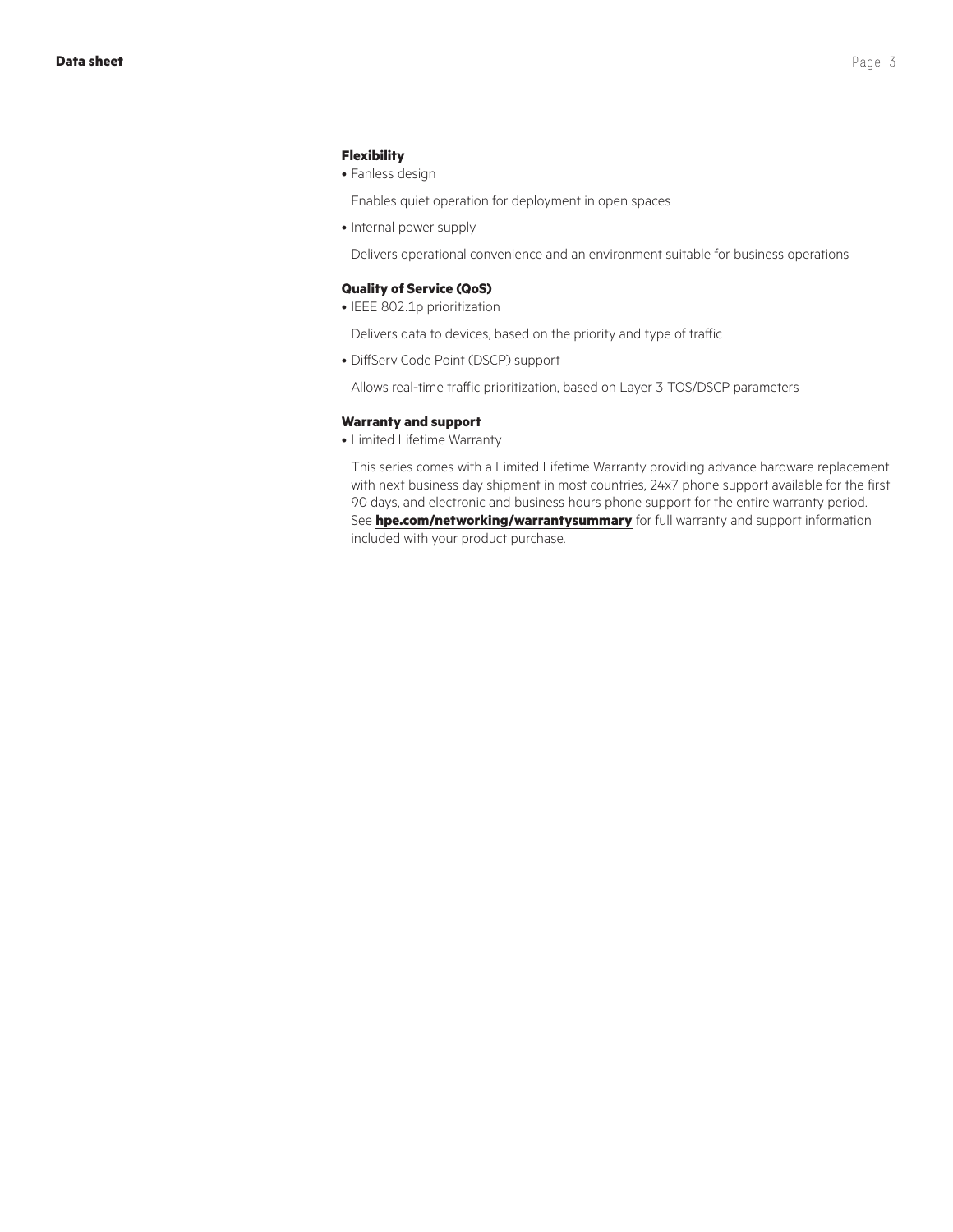**Flexibility**

- Fanless design

  Enables quiet operation for deployment in open spaces

- Internal power supply

  Delivers operational convenience and an environment suitable for business operations

**Quality of Service (QoS)**

- IEEE 802.1p prioritization

  Delivers data to devices, based on the priority and type of traffic

- DiffServ Code Point (DSCP) support

  Allows real-time traffic prioritization, based on Layer 3 TOS/DSCP parameters

**Warranty and support**

- Limited Lifetime Warranty

  This series comes with a Limited Lifetime Warranty providing advance hardware replacement with next business day shipment in most countries, 24x7 phone support available for the first 90 days, and electronic and business hours phone support for the entire warranty period. See **hpe.com/networking/warrantysummary** for full warranty and support information included with your product purchase.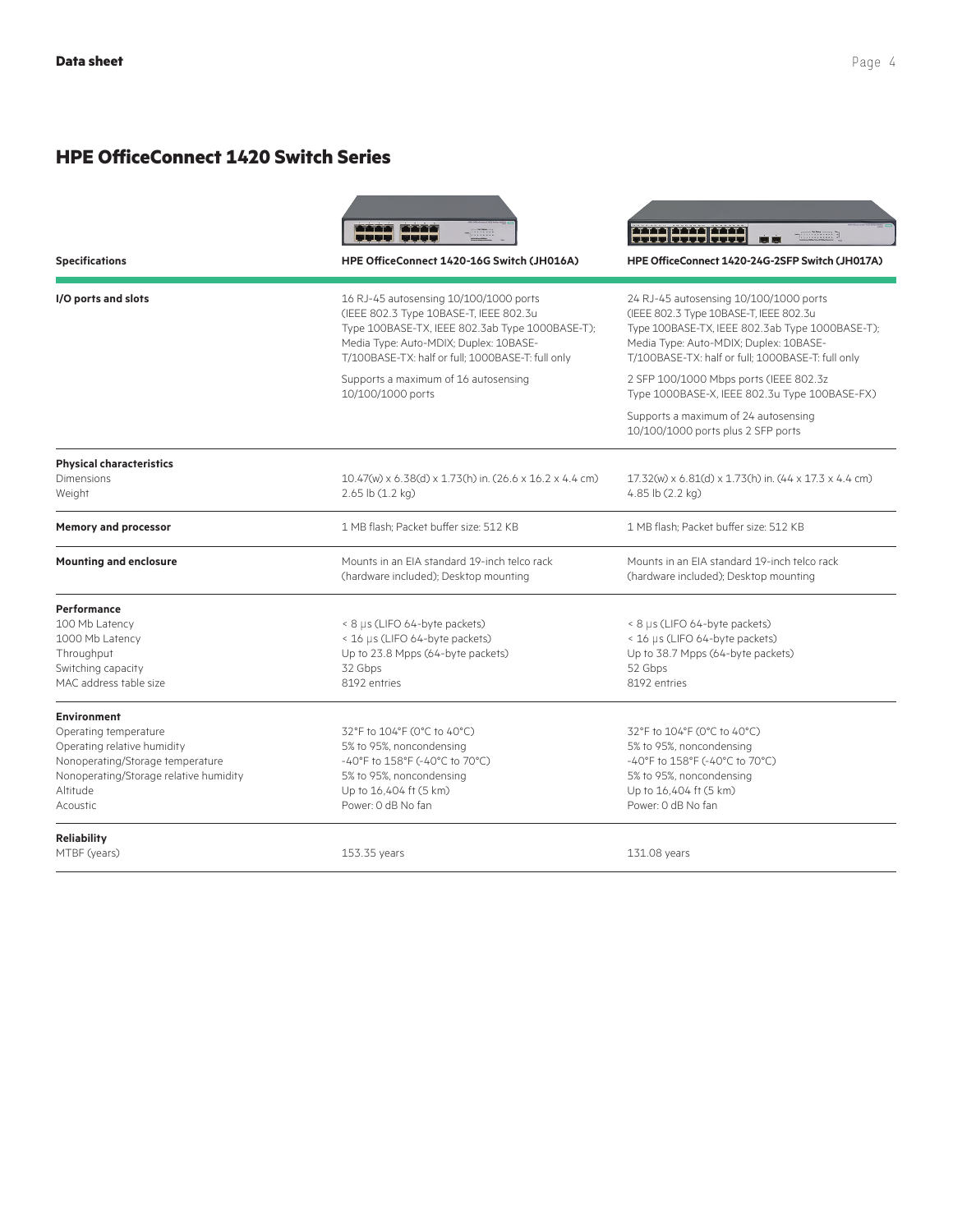## HPE OfficeConnect 1420 Switch Series

| Specifications | HPE OfficeConnect 1420-16G Switch (JH016A) | HPE OfficeConnect 1420-24G-2SFP Switch (JH017A) |
|---|---|---|
| **I/O ports and slots** | 16 RJ-45 autosensing 10/100/1000 ports (IEEE 802.3 Type 10BASE-T, IEEE 802.3u Type 100BASE-TX, IEEE 802.3ab Type 1000BASE-T); Media Type: Auto-MDIX; Duplex: 10BASE-T/100BASE-TX: half or full; 1000BASE-T: full only<br><br>Supports a maximum of 16 autosensing 10/100/1000 ports | 24 RJ-45 autosensing 10/100/1000 ports (IEEE 802.3 Type 10BASE-T, IEEE 802.3u Type 100BASE-TX, IEEE 802.3ab Type 1000BASE-T); Media Type: Auto-MDIX; Duplex: 10BASE-T/100BASE-TX: half or full; 1000BASE-T: full only<br><br>2 SFP 100/1000 Mbps ports (IEEE 802.3z Type 1000BASE-X, IEEE 802.3u Type 100BASE-FX)<br><br>Supports a maximum of 24 autosensing 10/100/1000 ports plus 2 SFP ports |
| **Physical characteristics** | | |
| Dimensions | 10.47(w) x 6.38(d) x 1.73(h) in. (26.6 x 16.2 x 4.4 cm) | 17.32(w) x 6.81(d) x 1.73(h) in. (44 x 17.3 x 4.4 cm) |
| Weight | 2.65 lb (1.2 kg) | 4.85 lb (2.2 kg) |
| **Memory and processor** | 1 MB flash; Packet buffer size: 512 KB | 1 MB flash; Packet buffer size: 512 KB |
| **Mounting and enclosure** | Mounts in an EIA standard 19-inch telco rack (hardware included); Desktop mounting | Mounts in an EIA standard 19-inch telco rack (hardware included); Desktop mounting |
| **Performance** | | |
| 100 Mb Latency | < 8 µs (LIFO 64-byte packets) | < 8 µs (LIFO 64-byte packets) |
| 1000 Mb Latency | < 16 µs (LIFO 64-byte packets) | < 16 µs (LIFO 64-byte packets) |
| Throughput | Up to 23.8 Mpps (64-byte packets) | Up to 38.7 Mpps (64-byte packets) |
| Switching capacity | 32 Gbps | 52 Gbps |
| MAC address table size | 8192 entries | 8192 entries |
| **Environment** | | |
| Operating temperature | 32°F to 104°F (0°C to 40°C) | 32°F to 104°F (0°C to 40°C) |
| Operating relative humidity | 5% to 95%, noncondensing | 5% to 95%, noncondensing |
| Nonoperating/Storage temperature | -40°F to 158°F (-40°C to 70°C) | -40°F to 158°F (-40°C to 70°C) |
| Nonoperating/Storage relative humidity | 5% to 95%, noncondensing | 5% to 95%, noncondensing |
| Altitude | Up to 16,404 ft (5 km) | Up to 16,404 ft (5 km) |
| Acoustic | Power: 0 dB No fan | Power: 0 dB No fan |
| **Reliability** | | |
| MTBF (years) | 153.35 years | 131.08 years |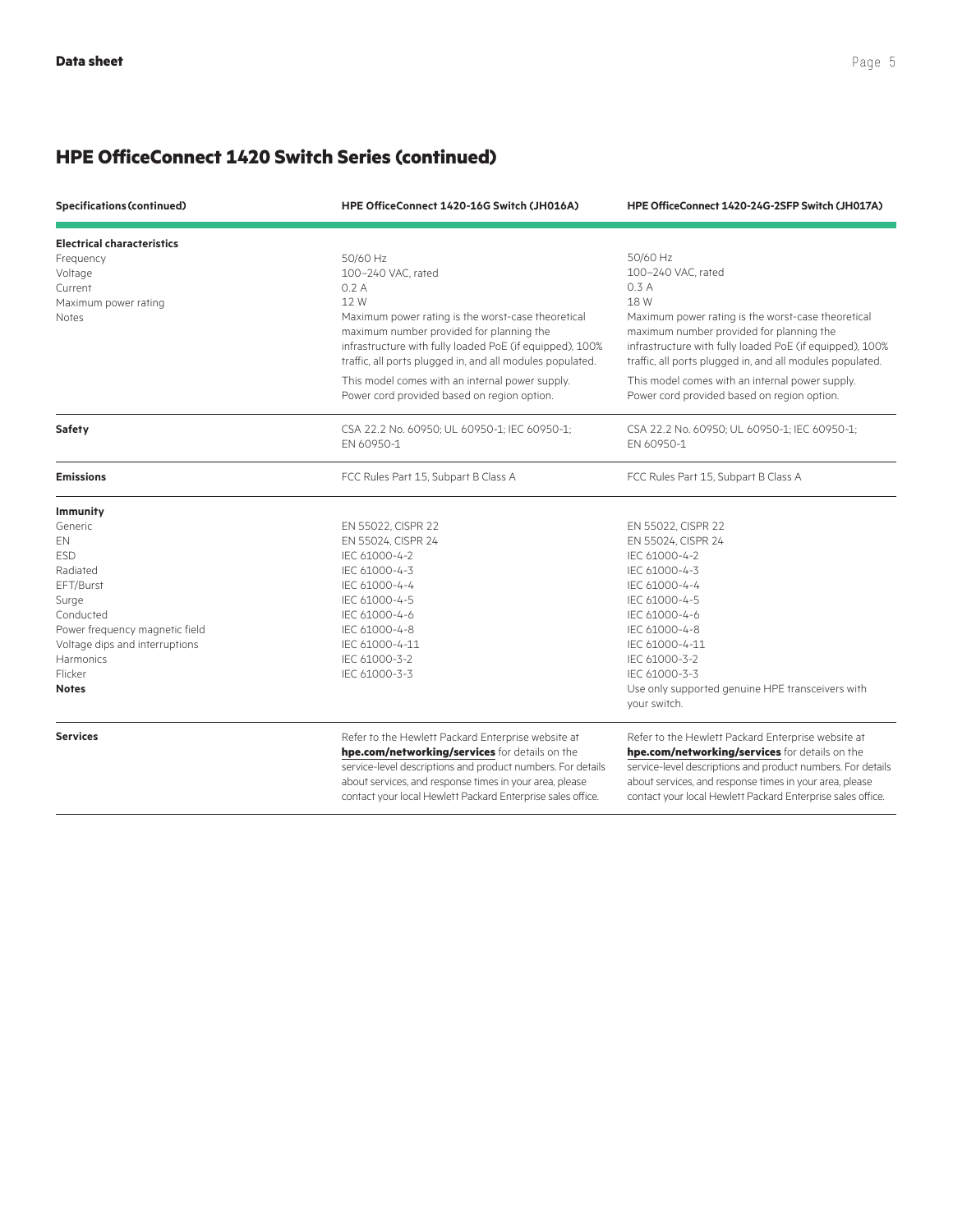## HPE OfficeConnect 1420 Switch Series (continued)

| Specifications (continued) | HPE OfficeConnect 1420-16G Switch (JH016A) | HPE OfficeConnect 1420-24G-2SFP Switch (JH017A) |
|---|---|---|
| **Electrical characteristics** | | |
| Frequency | 50/60 Hz | 50/60 Hz |
| Voltage | 100–240 VAC, rated | 100–240 VAC, rated |
| Current | 0.2 A | 0.3 A |
| Maximum power rating | 12 W | 18 W |
| Notes | Maximum power rating is the worst-case theoretical maximum number provided for planning the infrastructure with fully loaded PoE (if equipped), 100% traffic, all ports plugged in, and all modules populated.<br><br>This model comes with an internal power supply. Power cord provided based on region option. | Maximum power rating is the worst-case theoretical maximum number provided for planning the infrastructure with fully loaded PoE (if equipped), 100% traffic, all ports plugged in, and all modules populated.<br><br>This model comes with an internal power supply. Power cord provided based on region option. |
| **Safety** | CSA 22.2 No. 60950; UL 60950-1; IEC 60950-1; EN 60950-1 | CSA 22.2 No. 60950; UL 60950-1; IEC 60950-1; EN 60950-1 |
| **Emissions** | FCC Rules Part 15, Subpart B Class A | FCC Rules Part 15, Subpart B Class A |
| **Immunity** | | |
| Generic | EN 55022, CISPR 22 | EN 55022, CISPR 22 |
| EN | EN 55024, CISPR 24 | EN 55024, CISPR 24 |
| ESD | IEC 61000-4-2 | IEC 61000-4-2 |
| Radiated | IEC 61000-4-3 | IEC 61000-4-3 |
| EFT/Burst | IEC 61000-4-4 | IEC 61000-4-4 |
| Surge | IEC 61000-4-5 | IEC 61000-4-5 |
| Conducted | IEC 61000-4-6 | IEC 61000-4-6 |
| Power frequency magnetic field | IEC 61000-4-8 | IEC 61000-4-8 |
| Voltage dips and interruptions | IEC 61000-4-11 | IEC 61000-4-11 |
| Harmonics | IEC 61000-3-2 | IEC 61000-3-2 |
| Flicker | IEC 61000-3-3 | IEC 61000-3-3 |
| **Notes** | | Use only supported genuine HPE transceivers with your switch. |
| **Services** | Refer to the Hewlett Packard Enterprise website at **hpe.com/networking/services** for details on the service-level descriptions and product numbers. For details about services, and response times in your area, please contact your local Hewlett Packard Enterprise sales office. | Refer to the Hewlett Packard Enterprise website at **hpe.com/networking/services** for details on the service-level descriptions and product numbers. For details about services, and response times in your area, please contact your local Hewlett Packard Enterprise sales office. |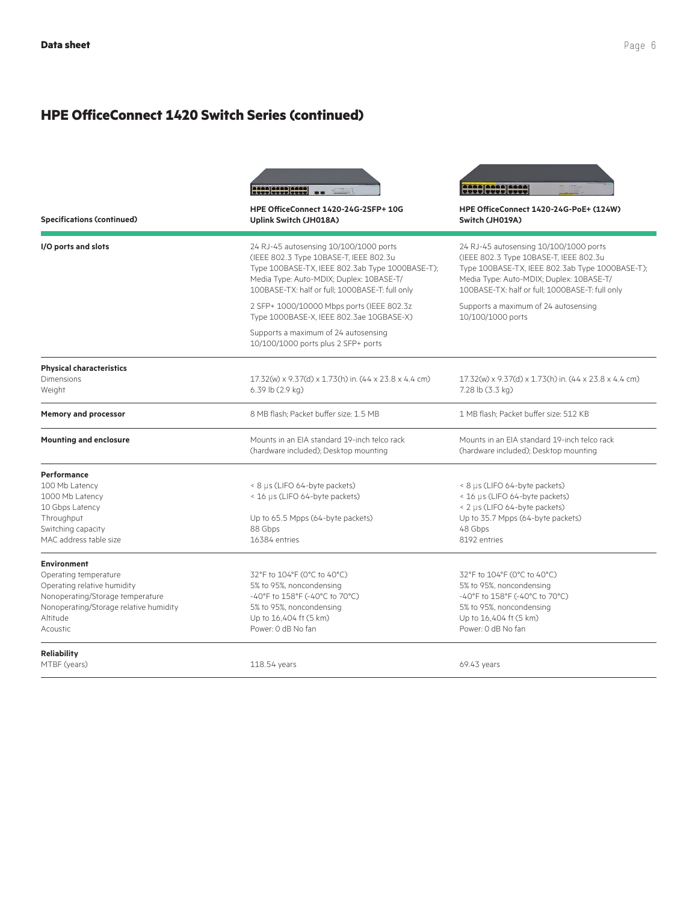## HPE OfficeConnect 1420 Switch Series (continued)

| Specifications (continued) | HPE OfficeConnect 1420-24G-2SFP+ 10G Uplink Switch (JH018A) | HPE OfficeConnect 1420-24G-PoE+ (124W) Switch (JH019A) |
|---|---|---|
| **I/O ports and slots** | 24 RJ-45 autosensing 10/100/1000 ports (IEEE 802.3 Type 10BASE-T, IEEE 802.3u Type 100BASE-TX, IEEE 802.3ab Type 1000BASE-T); Media Type: Auto-MDIX; Duplex: 10BASE-T/100BASE-TX: half or full; 1000BASE-T: full only<br><br>2 SFP+ 1000/10000 Mbps ports (IEEE 802.3z Type 1000BASE-X, IEEE 802.3ae 10GBASE-X)<br><br>Supports a maximum of 24 autosensing 10/100/1000 ports plus 2 SFP+ ports | 24 RJ-45 autosensing 10/100/1000 ports (IEEE 802.3 Type 10BASE-T, IEEE 802.3u Type 100BASE-TX, IEEE 802.3ab Type 1000BASE-T); Media Type: Auto-MDIX; Duplex: 10BASE-T/100BASE-TX: half or full; 1000BASE-T: full only<br><br>Supports a maximum of 24 autosensing 10/100/1000 ports |
| **Physical characteristics** | | |
| Dimensions | 17.32(w) x 9.37(d) x 1.73(h) in. (44 x 23.8 x 4.4 cm) | 17.32(w) x 9.37(d) x 1.73(h) in. (44 x 23.8 x 4.4 cm) |
| Weight | 6.39 lb (2.9 kg) | 7.28 lb (3.3 kg) |
| **Memory and processor** | 8 MB flash; Packet buffer size: 1.5 MB | 1 MB flash; Packet buffer size: 512 KB |
| **Mounting and enclosure** | Mounts in an EIA standard 19-inch telco rack (hardware included); Desktop mounting | Mounts in an EIA standard 19-inch telco rack (hardware included); Desktop mounting |
| **Performance** | | |
| 100 Mb Latency | < 8 µs (LIFO 64-byte packets) | < 8 µs (LIFO 64-byte packets) |
| 1000 Mb Latency | < 16 µs (LIFO 64-byte packets) | < 16 µs (LIFO 64-byte packets) |
| 10 Gbps Latency | | < 2 µs (LIFO 64-byte packets) |
| Throughput | Up to 65.5 Mpps (64-byte packets) | Up to 35.7 Mpps (64-byte packets) |
| Switching capacity | 88 Gbps | 48 Gbps |
| MAC address table size | 16384 entries | 8192 entries |
| **Environment** | | |
| Operating temperature | 32°F to 104°F (0°C to 40°C) | 32°F to 104°F (0°C to 40°C) |
| Operating relative humidity | 5% to 95%, noncondensing | 5% to 95%, noncondensing |
| Nonoperating/Storage temperature | -40°F to 158°F (-40°C to 70°C) | -40°F to 158°F (-40°C to 70°C) |
| Nonoperating/Storage relative humidity | 5% to 95%, noncondensing | 5% to 95%, noncondensing |
| Altitude | Up to 16,404 ft (5 km) | Up to 16,404 ft (5 km) |
| Acoustic | Power: 0 dB No fan | Power: 0 dB No fan |
| **Reliability** | | |
| MTBF (years) | 118.54 years | 69.43 years |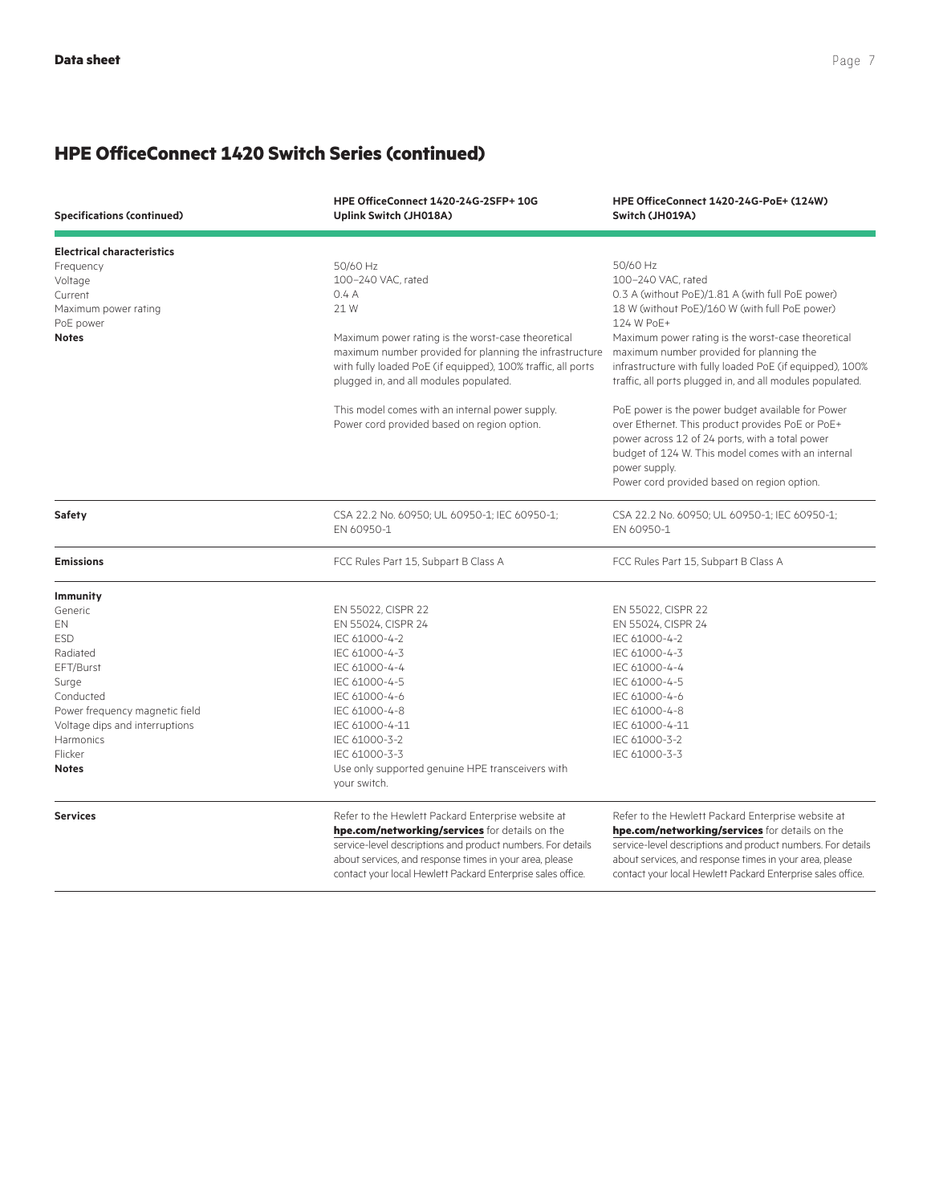## HPE OfficeConnect 1420 Switch Series (continued)

| Specifications (continued) | HPE OfficeConnect 1420-24G-2SFP+ 10G Uplink Switch (JH018A) | HPE OfficeConnect 1420-24G-PoE+ (124W) Switch (JH019A) |
|---|---|---|
| **Electrical characteristics** | | |
| Frequency | 50/60 Hz | 50/60 Hz |
| Voltage | 100–240 VAC, rated | 100–240 VAC, rated |
| Current | 0.4 A | 0.3 A (without PoE)/1.81 A (with full PoE power) |
| Maximum power rating | 21 W | 18 W (without PoE)/160 W (with full PoE power) |
| PoE power | | 124 W PoE+ |
| **Notes** | Maximum power rating is the worst-case theoretical maximum number provided for planning the infrastructure with fully loaded PoE (if equipped), 100% traffic, all ports plugged in, and all modules populated.<br><br>This model comes with an internal power supply. Power cord provided based on region option. | Maximum power rating is the worst-case theoretical maximum number provided for planning the infrastructure with fully loaded PoE (if equipped), 100% traffic, all ports plugged in, and all modules populated.<br><br>PoE power is the power budget available for Power over Ethernet. This product provides PoE or PoE+ power across 12 of 24 ports, with a total power budget of 124 W. This model comes with an internal power supply.<br>Power cord provided based on region option. |
| **Safety** | CSA 22.2 No. 60950; UL 60950-1; IEC 60950-1; EN 60950-1 | CSA 22.2 No. 60950; UL 60950-1; IEC 60950-1; EN 60950-1 |
| **Emissions** | FCC Rules Part 15, Subpart B Class A | FCC Rules Part 15, Subpart B Class A |
| **Immunity** | | |
| Generic | EN 55022, CISPR 22 | EN 55022, CISPR 22 |
| EN | EN 55024, CISPR 24 | EN 55024, CISPR 24 |
| ESD | IEC 61000-4-2 | IEC 61000-4-2 |
| Radiated | IEC 61000-4-3 | IEC 61000-4-3 |
| EFT/Burst | IEC 61000-4-4 | IEC 61000-4-4 |
| Surge | IEC 61000-4-5 | IEC 61000-4-5 |
| Conducted | IEC 61000-4-6 | IEC 61000-4-6 |
| Power frequency magnetic field | IEC 61000-4-8 | IEC 61000-4-8 |
| Voltage dips and interruptions | IEC 61000-4-11 | IEC 61000-4-11 |
| Harmonics | IEC 61000-3-2 | IEC 61000-3-2 |
| Flicker | IEC 61000-3-3 | IEC 61000-3-3 |
| **Notes** | Use only supported genuine HPE transceivers with your switch. | |
| **Services** | Refer to the Hewlett Packard Enterprise website at **hpe.com/networking/services** for details on the service-level descriptions and product numbers. For details about services, and response times in your area, please contact your local Hewlett Packard Enterprise sales office. | Refer to the Hewlett Packard Enterprise website at **hpe.com/networking/services** for details on the service-level descriptions and product numbers. For details about services, and response times in your area, please contact your local Hewlett Packard Enterprise sales office. |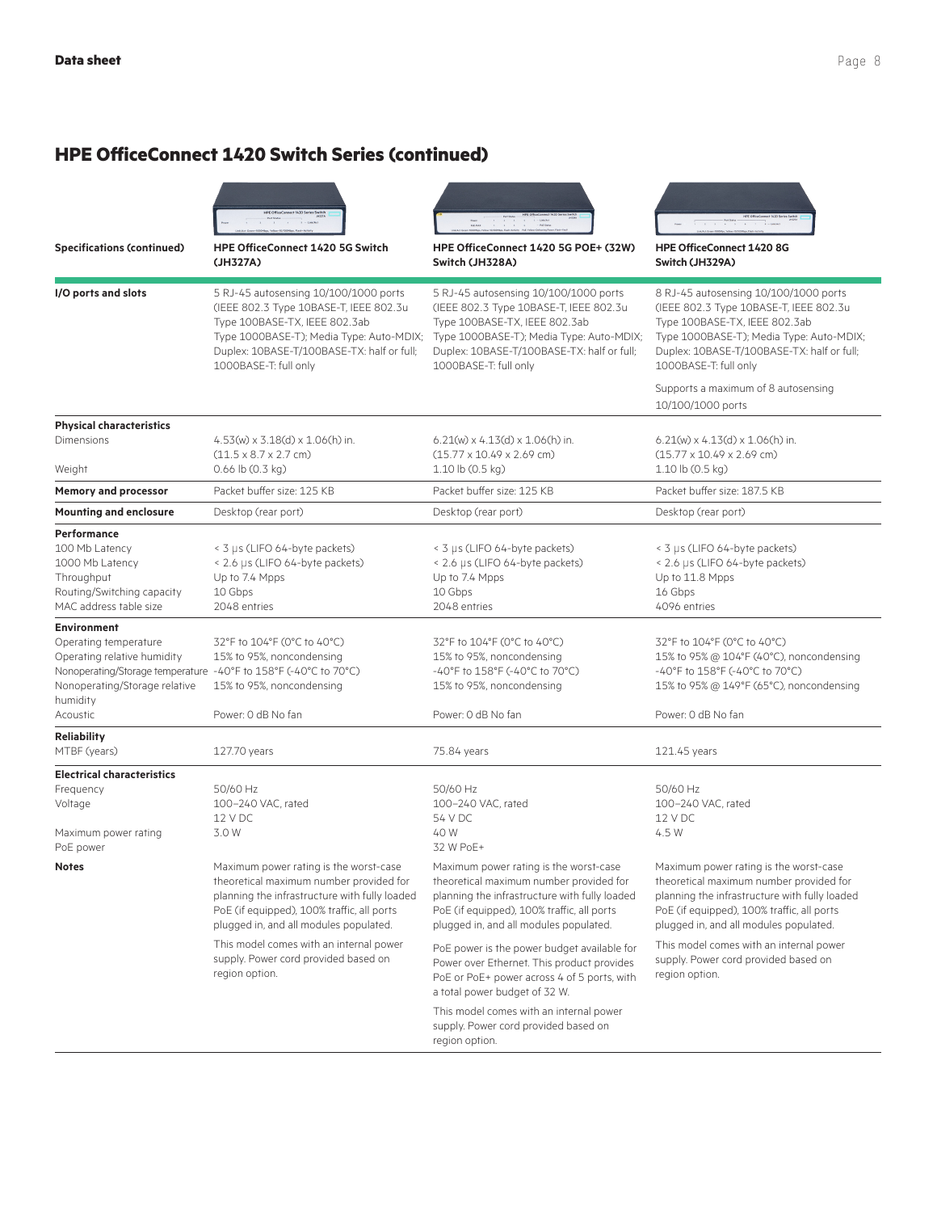## HPE OfficeConnect 1420 Switch Series (continued)

| Specifications (continued) | HPE OfficeConnect 1420 5G Switch (JH327A) | HPE OfficeConnect 1420 5G POE+ (32W) Switch (JH328A) | HPE OfficeConnect 1420 8G Switch (JH329A) |
|---|---|---|---|
| **I/O ports and slots** | 5 RJ-45 autosensing 10/100/1000 ports (IEEE 802.3 Type 10BASE-T, IEEE 802.3u Type 100BASE-TX, IEEE 802.3ab Type 1000BASE-T); Media Type: Auto-MDIX; Duplex: 10BASE-T/100BASE-TX: half or full; 1000BASE-T: full only | 5 RJ-45 autosensing 10/100/1000 ports (IEEE 802.3 Type 10BASE-T, IEEE 802.3u Type 100BASE-TX, IEEE 802.3ab Type 1000BASE-T); Media Type: Auto-MDIX; Duplex: 10BASE-T/100BASE-TX: half or full; 1000BASE-T: full only | 8 RJ-45 autosensing 10/100/1000 ports (IEEE 802.3 Type 10BASE-T, IEEE 802.3u Type 100BASE-TX, IEEE 802.3ab Type 1000BASE-T); Media Type: Auto-MDIX; Duplex: 10BASE-T/100BASE-TX: half or full; 1000BASE-T: full only<br><br>Supports a maximum of 8 autosensing 10/100/1000 ports |
| **Physical characteristics** | | | |
| Dimensions | 4.53(w) x 3.18(d) x 1.06(h) in. (11.5 x 8.7 x 2.7 cm) | 6.21(w) x 4.13(d) x 1.06(h) in. (15.77 x 10.49 x 2.69 cm) | 6.21(w) x 4.13(d) x 1.06(h) in. (15.77 x 10.49 x 2.69 cm) |
| Weight | 0.66 lb (0.3 kg) | 1.10 lb (0.5 kg) | 1.10 lb (0.5 kg) |
| **Memory and processor** | Packet buffer size: 125 KB | Packet buffer size: 125 KB | Packet buffer size: 187.5 KB |
| **Mounting and enclosure** | Desktop (rear port) | Desktop (rear port) | Desktop (rear port) |
| **Performance** | | | |
| 100 Mb Latency | < 3 µs (LIFO 64-byte packets) | < 3 µs (LIFO 64-byte packets) | < 3 µs (LIFO 64-byte packets) |
| 1000 Mb Latency | < 2.6 µs (LIFO 64-byte packets) | < 2.6 µs (LIFO 64-byte packets) | < 2.6 µs (LIFO 64-byte packets) |
| Throughput | Up to 7.4 Mpps | Up to 7.4 Mpps | Up to 11.8 Mpps |
| Routing/Switching capacity | 10 Gbps | 10 Gbps | 16 Gbps |
| MAC address table size | 2048 entries | 2048 entries | 4096 entries |
| **Environment** | | | |
| Operating temperature | 32°F to 104°F (0°C to 40°C) | 32°F to 104°F (0°C to 40°C) | 32°F to 104°F (0°C to 40°C) |
| Operating relative humidity | 15% to 95%, noncondensing | 15% to 95%, noncondensing | 15% to 95% @ 104°F (40°C), noncondensing |
| Nonoperating/Storage temperature | -40°F to 158°F (-40°C to 70°C) | -40°F to 158°F (-40°C to 70°C) | -40°F to 158°F (-40°C to 70°C) |
| Nonoperating/Storage relative humidity | 15% to 95%, noncondensing | 15% to 95%, noncondensing | 15% to 95% @ 149°F (65°C), noncondensing |
| Acoustic | Power: 0 dB No fan | Power: 0 dB No fan | Power: 0 dB No fan |
| **Reliability** | | | |
| MTBF (years) | 127.70 years | 75.84 years | 121.45 years |
| **Electrical characteristics** | | | |
| Frequency | 50/60 Hz | 50/60 Hz | 50/60 Hz |
| Voltage | 100–240 VAC, rated<br>12 V DC | 100–240 VAC, rated<br>54 V DC | 100–240 VAC, rated<br>12 V DC |
| Maximum power rating | 3.0 W | 40 W | 4.5 W |
| PoE power | | 32 W PoE+ | |
| **Notes** | Maximum power rating is the worst-case theoretical maximum number provided for planning the infrastructure with fully loaded PoE (if equipped), 100% traffic, all ports plugged in, and all modules populated.<br><br>This model comes with an internal power supply. Power cord provided based on region option. | Maximum power rating is the worst-case theoretical maximum number provided for planning the infrastructure with fully loaded PoE (if equipped), 100% traffic, all ports plugged in, and all modules populated.<br><br>PoE power is the power budget available for Power over Ethernet. This product provides PoE or PoE+ power across 4 of 5 ports, with a total power budget of 32 W.<br><br>This model comes with an internal power supply. Power cord provided based on region option. | Maximum power rating is the worst-case theoretical maximum number provided for planning the infrastructure with fully loaded PoE (if equipped), 100% traffic, all ports plugged in, and all modules populated.<br><br>This model comes with an internal power supply. Power cord provided based on region option. |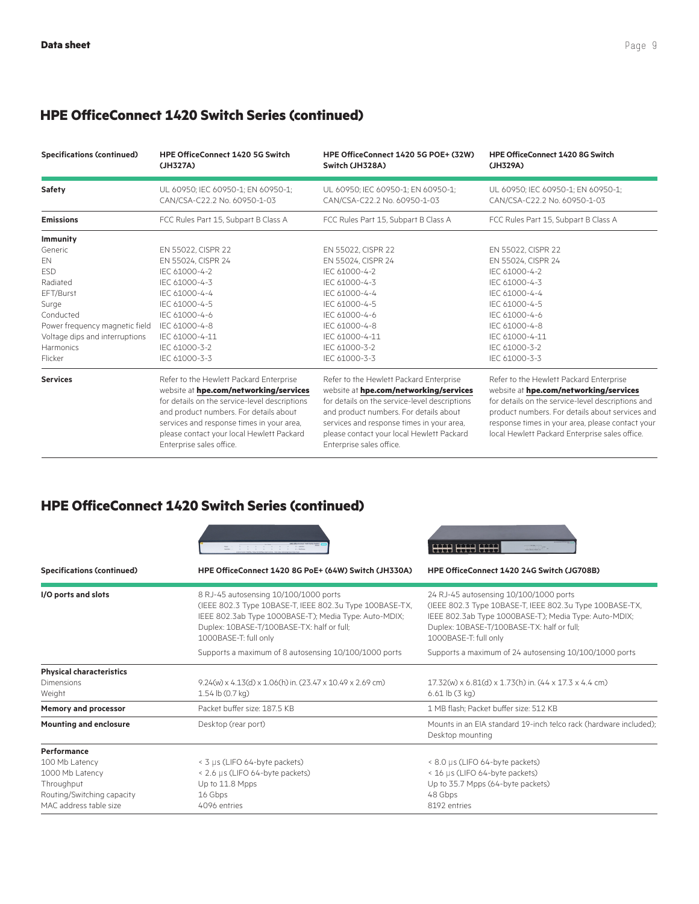## HPE OfficeConnect 1420 Switch Series (continued)

| Specifications (continued) | HPE OfficeConnect 1420 5G Switch (JH327A) | HPE OfficeConnect 1420 5G POE+ (32W) Switch (JH328A) | HPE OfficeConnect 1420 8G Switch (JH329A) |
|---|---|---|---|
| **Safety** | UL 60950; IEC 60950-1; EN 60950-1; CAN/CSA-C22.2 No. 60950-1-03 | UL 60950; IEC 60950-1; EN 60950-1; CAN/CSA-C22.2 No. 60950-1-03 | UL 60950; IEC 60950-1; EN 60950-1; CAN/CSA-C22.2 No. 60950-1-03 |
| **Emissions** | FCC Rules Part 15, Subpart B Class A | FCC Rules Part 15, Subpart B Class A | FCC Rules Part 15, Subpart B Class A |
| **Immunity** | | | |
| Generic | EN 55022, CISPR 22 | EN 55022, CISPR 22 | EN 55022, CISPR 22 |
| EN | EN 55024, CISPR 24 | EN 55024, CISPR 24 | EN 55024, CISPR 24 |
| ESD | IEC 61000-4-2 | IEC 61000-4-2 | IEC 61000-4-2 |
| Radiated | IEC 61000-4-3 | IEC 61000-4-3 | IEC 61000-4-3 |
| EFT/Burst | IEC 61000-4-4 | IEC 61000-4-4 | IEC 61000-4-4 |
| Surge | IEC 61000-4-5 | IEC 61000-4-5 | IEC 61000-4-5 |
| Conducted | IEC 61000-4-6 | IEC 61000-4-6 | IEC 61000-4-6 |
| Power frequency magnetic field | IEC 61000-4-8 | IEC 61000-4-8 | IEC 61000-4-8 |
| Voltage dips and interruptions | IEC 61000-4-11 | IEC 61000-4-11 | IEC 61000-4-11 |
| Harmonics | IEC 61000-3-2 | IEC 61000-3-2 | IEC 61000-3-2 |
| Flicker | IEC 61000-3-3 | IEC 61000-3-3 | IEC 61000-3-3 |
| **Services** | Refer to the Hewlett Packard Enterprise website at **hpe.com/networking/services** for details on the service-level descriptions and product numbers. For details about services and response times in your area, please contact your local Hewlett Packard Enterprise sales office. | Refer to the Hewlett Packard Enterprise website at **hpe.com/networking/services** for details on the service-level descriptions and product numbers. For details about services and response times in your area, please contact your local Hewlett Packard Enterprise sales office. | Refer to the Hewlett Packard Enterprise website at **hpe.com/networking/services** for details on the service-level descriptions and product numbers. For details about services and response times in your area, please contact your local Hewlett Packard Enterprise sales office. |

## HPE OfficeConnect 1420 Switch Series (continued)

| Specifications (continued) | HPE OfficeConnect 1420 8G PoE+ (64W) Switch (JH330A) | HPE OfficeConnect 1420 24G Switch (JG708B) |
|---|---|---|
| **I/O ports and slots** | 8 RJ-45 autosensing 10/100/1000 ports (IEEE 802.3 Type 10BASE-T, IEEE 802.3u Type 100BASE-TX, IEEE 802.3ab Type 1000BASE-T); Media Type: Auto-MDIX; Duplex: 10BASE-T/100BASE-TX: half or full; 1000BASE-T: full only | 24 RJ-45 autosensing 10/100/1000 ports (IEEE 802.3 Type 10BASE-T, IEEE 802.3u Type 100BASE-TX, IEEE 802.3ab Type 1000BASE-T); Media Type: Auto-MDIX; Duplex: 10BASE-T/100BASE-TX: half or full; 1000BASE-T: full only |
| | Supports a maximum of 8 autosensing 10/100/1000 ports | Supports a maximum of 24 autosensing 10/100/1000 ports |
| **Physical characteristics** | | |
| Dimensions | 9.24(w) x 4.13(d) x 1.06(h) in. (23.47 x 10.49 x 2.69 cm) | 17.32(w) x 6.81(d) x 1.73(h) in. (44 x 17.3 x 4.4 cm) |
| Weight | 1.54 lb (0.7 kg) | 6.61 lb (3 kg) |
| **Memory and processor** | Packet buffer size: 187.5 KB | 1 MB flash; Packet buffer size: 512 KB |
| **Mounting and enclosure** | Desktop (rear port) | Mounts in an EIA standard 19-inch telco rack (hardware included); Desktop mounting |
| **Performance** | | |
| 100 Mb Latency | < 3 µs (LIFO 64-byte packets) | < 8.0 µs (LIFO 64-byte packets) |
| 1000 Mb Latency | < 2.6 µs (LIFO 64-byte packets) | < 16 µs (LIFO 64-byte packets) |
| Throughput | Up to 11.8 Mpps | Up to 35.7 Mpps (64-byte packets) |
| Routing/Switching capacity | 16 Gbps | 48 Gbps |
| MAC address table size | 4096 entries | 8192 entries |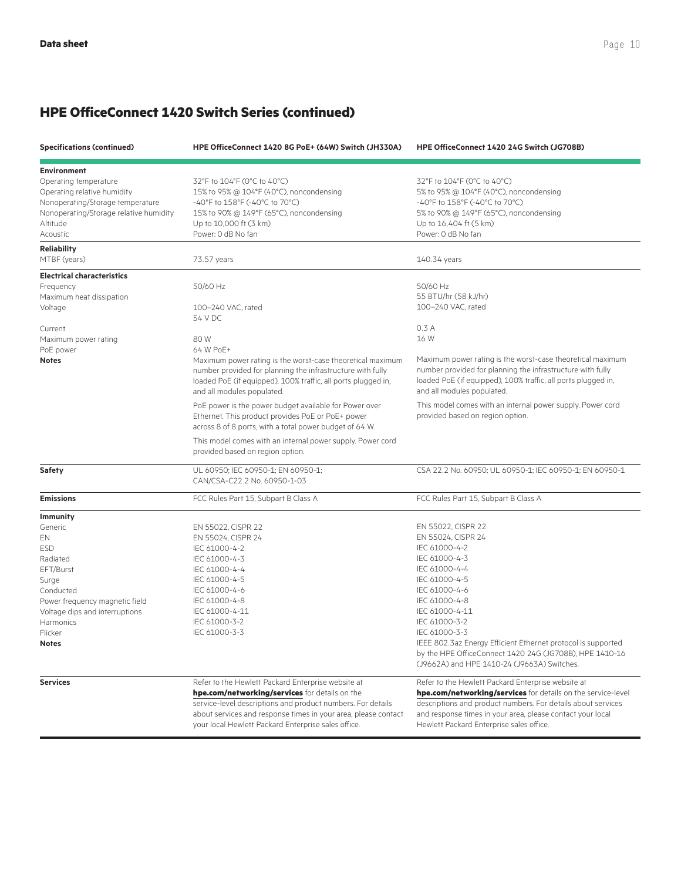## HPE OfficeConnect 1420 Switch Series (continued)

| Specifications (continued) | HPE OfficeConnect 1420 8G PoE+ (64W) Switch (JH330A) | HPE OfficeConnect 1420 24G Switch (JG708B) |
|---|---|---|
| **Environment** | | |
| Operating temperature | 32°F to 104°F (0°C to 40°C) | 32°F to 104°F (0°C to 40°C) |
| Operating relative humidity | 15% to 95% @ 104°F (40°C), noncondensing | 5% to 95% @ 104°F (40°C), noncondensing |
| Nonoperating/Storage temperature | -40°F to 158°F (-40°C to 70°C) | -40°F to 158°F (-40°C to 70°C) |
| Nonoperating/Storage relative humidity | 15% to 90% @ 149°F (65°C), noncondensing | 5% to 90% @ 149°F (65°C), noncondensing |
| Altitude | Up to 10,000 ft (3 km) | Up to 16,404 ft (5 km) |
| Acoustic | Power: 0 dB No fan | Power: 0 dB No fan |
| **Reliability** | | |
| MTBF (years) | 73.57 years | 140.34 years |
| **Electrical characteristics** | | |
| Frequency | 50/60 Hz | 50/60 Hz |
| Maximum heat dissipation | | 55 BTU/hr (58 kJ/hr) |
| Voltage | 100–240 VAC, rated<br>54 V DC | 100–240 VAC, rated |
| Current | | 0.3 A |
| Maximum power rating | 80 W | 16 W |
| PoE power | 64 W PoE+ | |
| **Notes** | Maximum power rating is the worst-case theoretical maximum number provided for planning the infrastructure with fully loaded PoE (if equipped), 100% traffic, all ports plugged in, and all modules populated.<br><br>PoE power is the power budget available for Power over Ethernet. This product provides PoE or PoE+ power across 8 of 8 ports, with a total power budget of 64 W.<br><br>This model comes with an internal power supply. Power cord provided based on region option. | Maximum power rating is the worst-case theoretical maximum number provided for planning the infrastructure with fully loaded PoE (if equipped), 100% traffic, all ports plugged in, and all modules populated.<br><br>This model comes with an internal power supply. Power cord provided based on region option. |
| **Safety** | UL 60950; IEC 60950-1; EN 60950-1; CAN/CSA-C22.2 No. 60950-1-03 | CSA 22.2 No. 60950; UL 60950-1; IEC 60950-1; EN 60950-1 |
| **Emissions** | FCC Rules Part 15, Subpart B Class A | FCC Rules Part 15, Subpart B Class A |
| **Immunity** | | |
| Generic | EN 55022, CISPR 22 | EN 55022, CISPR 22 |
| EN | EN 55024, CISPR 24 | EN 55024, CISPR 24 |
| ESD | IEC 61000-4-2 | IEC 61000-4-2 |
| Radiated | IEC 61000-4-3 | IEC 61000-4-3 |
| EFT/Burst | IEC 61000-4-4 | IEC 61000-4-4 |
| Surge | IEC 61000-4-5 | IEC 61000-4-5 |
| Conducted | IEC 61000-4-6 | IEC 61000-4-6 |
| Power frequency magnetic field | IEC 61000-4-8 | IEC 61000-4-8 |
| Voltage dips and interruptions | IEC 61000-4-11 | IEC 61000-4-11 |
| Harmonics | IEC 61000-3-2 | IEC 61000-3-2 |
| Flicker | IEC 61000-3-3 | IEC 61000-3-3 |
| **Notes** | | IEEE 802.3az Energy Efficient Ethernet protocol is supported by the HPE OfficeConnect 1420 24G (JG708B), HPE 1410-16 (J9662A) and HPE 1410-24 (J9663A) Switches. |
| **Services** | Refer to the Hewlett Packard Enterprise website at **hpe.com/networking/services** for details on the service-level descriptions and product numbers. For details about services and response times in your area, please contact your local Hewlett Packard Enterprise sales office. | Refer to the Hewlett Packard Enterprise website at **hpe.com/networking/services** for details on the service-level descriptions and product numbers. For details about services and response times in your area, please contact your local Hewlett Packard Enterprise sales office. |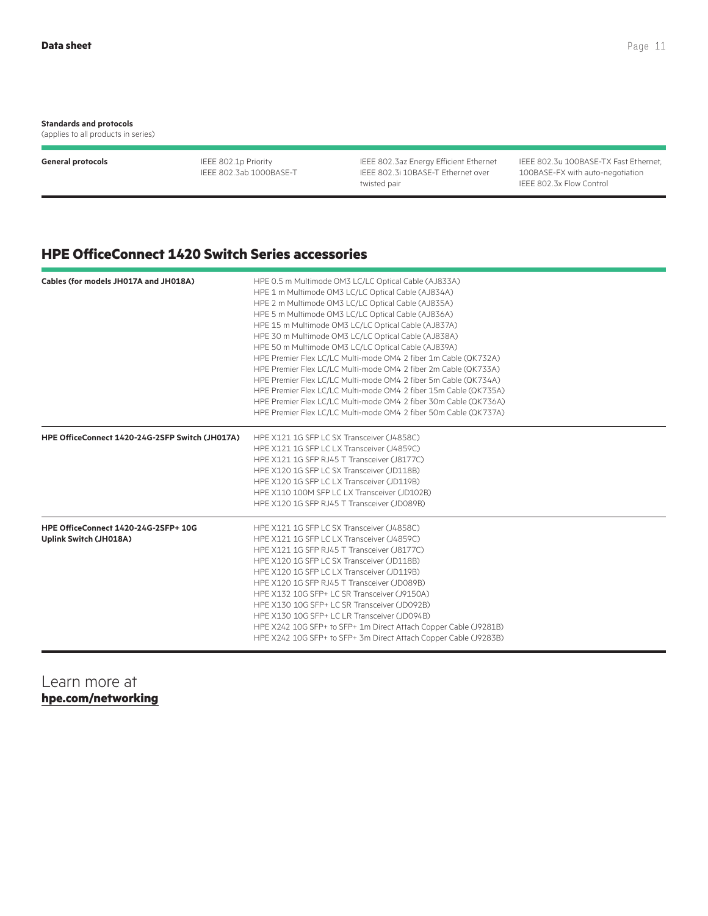**Standards and protocols**
(applies to all products in series)

| | | | |
|---|---|---|---|
| **General protocols** | IEEE 802.1p Priority<br>IEEE 802.3ab 1000BASE-T | IEEE 802.3az Energy Efficient Ethernet<br>IEEE 802.3i 10BASE-T Ethernet over twisted pair | IEEE 802.3u 100BASE-TX Fast Ethernet, 100BASE-FX with auto-negotiation<br>IEEE 802.3x Flow Control |

## HPE OfficeConnect 1420 Switch Series accessories

| | |
|---|---|
| **Cables (for models JH017A and JH018A)** | HPE 0.5 m Multimode OM3 LC/LC Optical Cable (AJ833A)<br>HPE 1 m Multimode OM3 LC/LC Optical Cable (AJ834A)<br>HPE 2 m Multimode OM3 LC/LC Optical Cable (AJ835A)<br>HPE 5 m Multimode OM3 LC/LC Optical Cable (AJ836A)<br>HPE 15 m Multimode OM3 LC/LC Optical Cable (AJ837A)<br>HPE 30 m Multimode OM3 LC/LC Optical Cable (AJ838A)<br>HPE 50 m Multimode OM3 LC/LC Optical Cable (AJ839A)<br>HPE Premier Flex LC/LC Multi-mode OM4 2 fiber 1m Cable (QK732A)<br>HPE Premier Flex LC/LC Multi-mode OM4 2 fiber 2m Cable (QK733A)<br>HPE Premier Flex LC/LC Multi-mode OM4 2 fiber 5m Cable (QK734A)<br>HPE Premier Flex LC/LC Multi-mode OM4 2 fiber 15m Cable (QK735A)<br>HPE Premier Flex LC/LC Multi-mode OM4 2 fiber 30m Cable (QK736A)<br>HPE Premier Flex LC/LC Multi-mode OM4 2 fiber 50m Cable (QK737A) |
| **HPE OfficeConnect 1420-24G-2SFP Switch (JH017A)** | HPE X121 1G SFP LC SX Transceiver (J4858C)<br>HPE X121 1G SFP LC LX Transceiver (J4859C)<br>HPE X121 1G SFP RJ45 T Transceiver (J8177C)<br>HPE X120 1G SFP LC SX Transceiver (JD118B)<br>HPE X120 1G SFP LC LX Transceiver (JD119B)<br>HPE X110 100M SFP LC LX Transceiver (JD102B)<br>HPE X120 1G SFP RJ45 T Transceiver (JD089B) |
| **HPE OfficeConnect 1420-24G-2SFP+ 10G Uplink Switch (JH018A)** | HPE X121 1G SFP LC SX Transceiver (J4858C)<br>HPE X121 1G SFP LC LX Transceiver (J4859C)<br>HPE X121 1G SFP RJ45 T Transceiver (J8177C)<br>HPE X120 1G SFP LC SX Transceiver (JD118B)<br>HPE X120 1G SFP LC LX Transceiver (JD119B)<br>HPE X120 1G SFP RJ45 T Transceiver (JD089B)<br>HPE X132 10G SFP+ LC SR Transceiver (J9150A)<br>HPE X130 10G SFP+ LC SR Transceiver (JD092B)<br>HPE X130 10G SFP+ LC LR Transceiver (JD094B)<br>HPE X242 10G SFP+ to SFP+ 1m Direct Attach Copper Cable (J9281B)<br>HPE X242 10G SFP+ to SFP+ 3m Direct Attach Copper Cable (J9283B) |

Learn more at
**hpe.com/networking**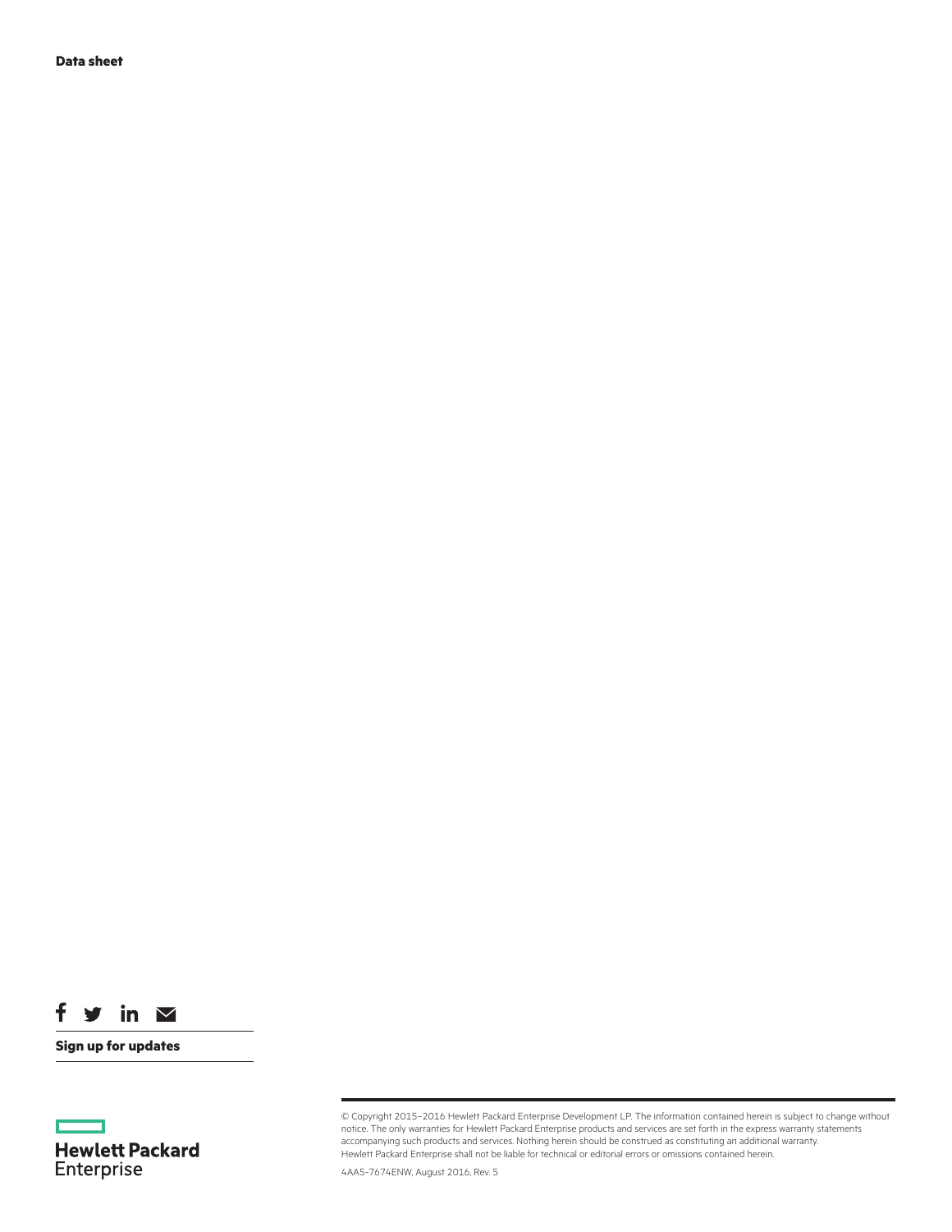Sign up for updates

Hewlett Packard Enterprise

© Copyright 2015–2016 Hewlett Packard Enterprise Development LP. The information contained herein is subject to change without notice. The only warranties for Hewlett Packard Enterprise products and services are set forth in the express warranty statements accompanying such products and services. Nothing herein should be construed as constituting an additional warranty. Hewlett Packard Enterprise shall not be liable for technical or editorial errors or omissions contained herein.

4AA5-7674ENW, August 2016, Rev. 5